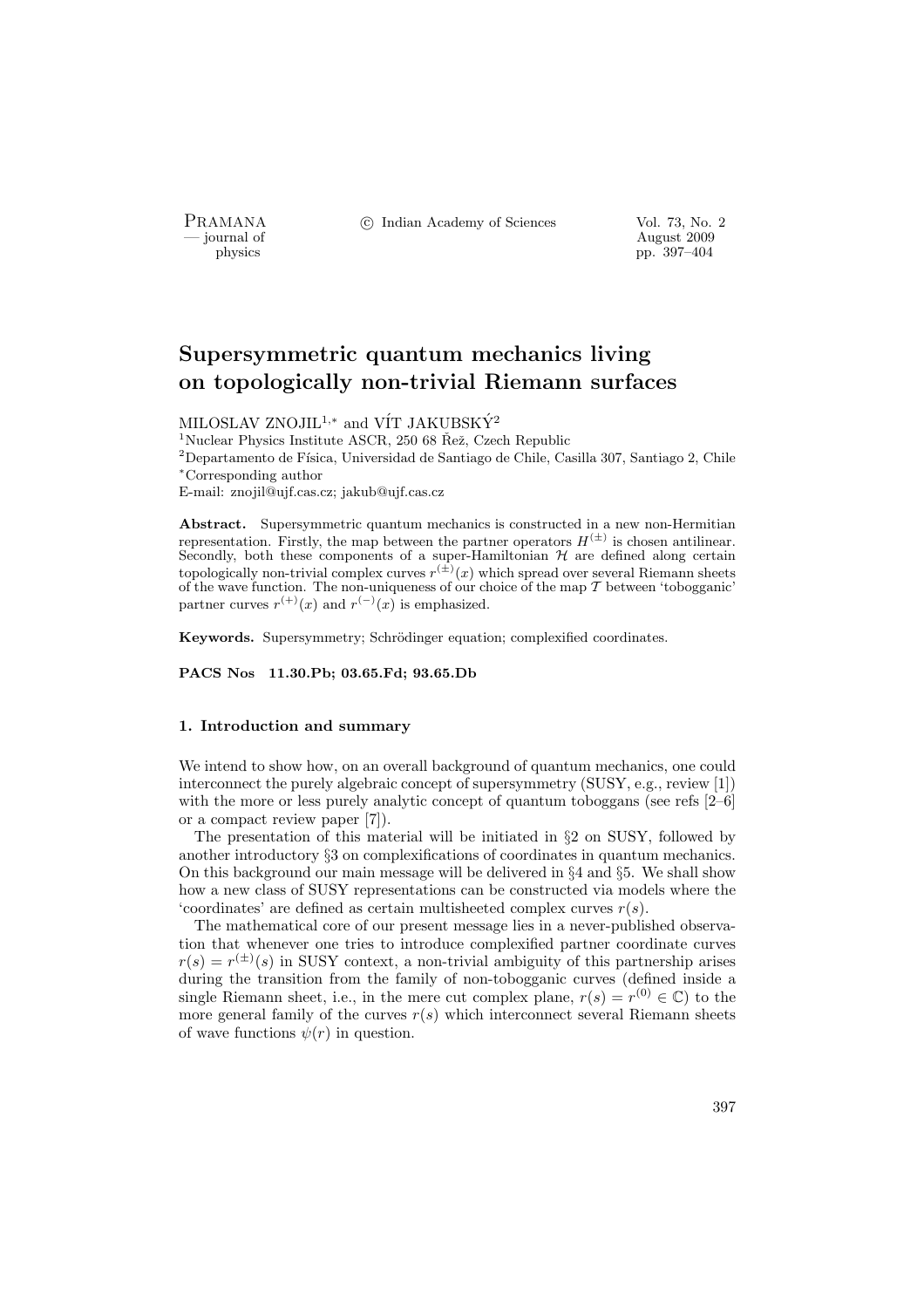# Supersymmetric quantum mechanics living on topologically non-trivial Riemann surfaces

MILOSLAV ZNOJIL[1,*] and VÍT JAKUBSKÝ[2]

[1]Nuclear Physics Institute ASCR, 250 68 Řež, Czech Republic

[2]Departamento de Física, Universidad de Santiago de Chile, Casilla 307, Santiago 2, Chile

[*]Corresponding author

E-mail: znojil@ujf.cas.cz; jakub@ujf.cas.cz

**Abstract.** Supersymmetric quantum mechanics is constructed in a new non-Hermitian representation. Firstly, the map between the partner operators $H^{(\pm)}$ is chosen antilinear. Secondly, both these components of a super-Hamiltonian $\mathcal{H}$ are defined along certain topologically non-trivial complex curves $r^{(\pm)}(x)$ which spread over several Riemann sheets of the wave function. The non-uniqueness of our choice of the map $\mathcal{T}$ between 'tobogganic' partner curves $r^{(+)}(x)$ and $r^{(-)}(x)$ is emphasized.

**Keywords.** Supersymmetry; Schrödinger equation; complexified coordinates.

**PACS Nos 11.30.Pb; 03.65.Fd; 93.65.Db**

## 1. Introduction and summary

We intend to show how, on an overall background of quantum mechanics, one could interconnect the purely algebraic concept of supersymmetry (SUSY, e.g., review [1]) with the more or less purely analytic concept of quantum toboggans (see refs [2–6] or a compact review paper [7]).

The presentation of this material will be initiated in §2 on SUSY, followed by another introductory §3 on complexifications of coordinates in quantum mechanics. On this background our main message will be delivered in §4 and §5. We shall show how a new class of SUSY representations can be constructed via models where the 'coordinates' are defined as certain multisheeted complex curves $r(s)$.

The mathematical core of our present message lies in a never-published observation that whenever one tries to introduce complexified partner coordinate curves $r(s) = r^{(\pm)}(s)$ in SUSY context, a non-trivial ambiguity of this partnership arises during the transition from the family of non-tobogganic curves (defined inside a single Riemann sheet, i.e., in the mere cut complex plane, $r(s) = r^{(0)} \in \mathbb{C}$) to the more general family of the curves $r(s)$ which interconnect several Riemann sheets of wave functions $\psi(r)$ in question.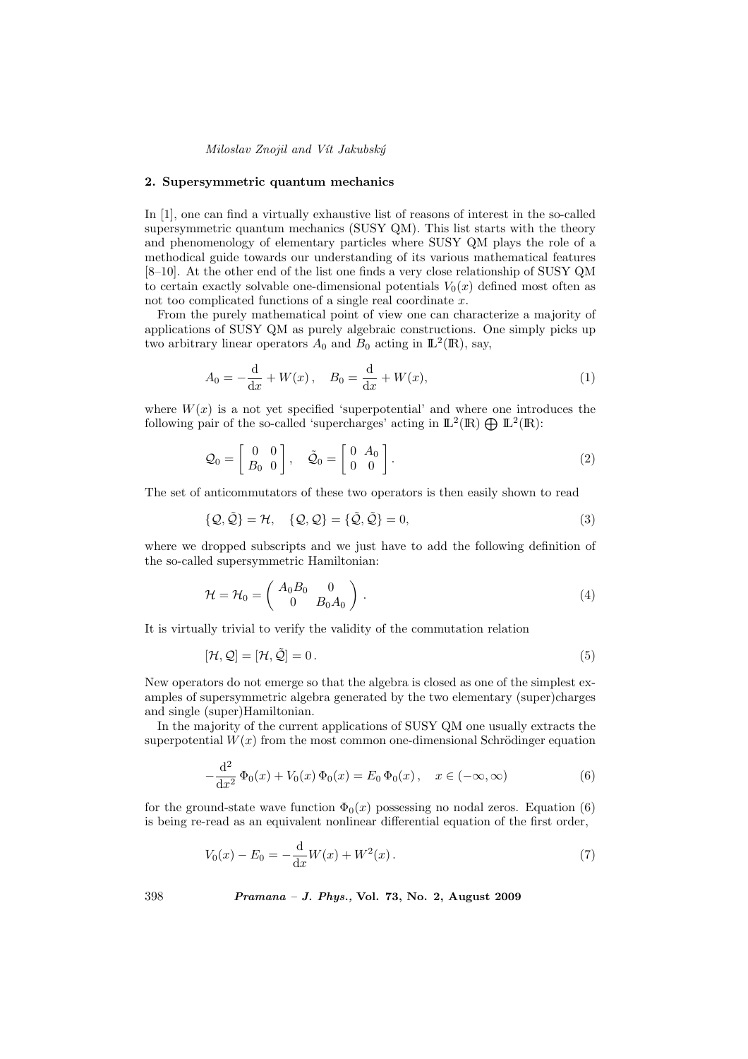## 2. Supersymmetric quantum mechanics

In [1], one can find a virtually exhaustive list of reasons of interest in the so-called supersymmetric quantum mechanics (SUSY QM). This list starts with the theory and phenomenology of elementary particles where SUSY QM plays the role of a methodical guide towards our understanding of its various mathematical features [8–10]. At the other end of the list one finds a very close relationship of SUSY QM to certain exactly solvable one-dimensional potentials $V_0(x)$ defined most often as not too complicated functions of a single real coordinate $x$.

From the purely mathematical point of view one can characterize a majority of applications of SUSY QM as purely algebraic constructions. One simply picks up two arbitrary linear operators $A_0$ and $B_0$ acting in $\mathbb{L}^2(\mathbb{R})$, say,

$$A_0 = -\frac{\mathrm{d}}{\mathrm{d}x} + W(x)\,, \quad B_0 = \frac{\mathrm{d}}{\mathrm{d}x} + W(x), \tag{1}$$

where $W(x)$ is a not yet specified 'superpotential' and where one introduces the following pair of the so-called 'supercharges' acting in $\mathbb{L}^2(\mathbb{R}) \bigoplus \mathbb{L}^2(\mathbb{R})$:

$$\mathcal{Q}_0 = \left[ \begin{array}{cc} 0 & 0 \\ B_0 & 0 \end{array} \right], \quad \tilde{\mathcal{Q}}_0 = \left[ \begin{array}{cc} 0 & A_0 \\ 0 & 0 \end{array} \right]. \tag{2}$$

The set of anticommutators of these two operators is then easily shown to read

$$\{\mathcal{Q}, \tilde{\mathcal{Q}}\} = \mathcal{H}, \quad \{\mathcal{Q}, \mathcal{Q}\} = \{\tilde{\mathcal{Q}}, \tilde{\mathcal{Q}}\} = 0, \tag{3}$$

where we dropped subscripts and we just have to add the following definition of the so-called supersymmetric Hamiltonian:

$$\mathcal{H} = \mathcal{H}_0 = \left( \begin{array}{cc} A_0 B_0 & 0 \\ 0 & B_0 A_0 \end{array} \right). \tag{4}$$

It is virtually trivial to verify the validity of the commutation relation

$$[\mathcal{H}, \mathcal{Q}] = [\mathcal{H}, \tilde{\mathcal{Q}}] = 0\,. \tag{5}$$

New operators do not emerge so that the algebra is closed as one of the simplest examples of supersymmetric algebra generated by the two elementary (super)charges and single (super)Hamiltonian.

In the majority of the current applications of SUSY QM one usually extracts the superpotential $W(x)$ from the most common one-dimensional Schrödinger equation

$$-\frac{\mathrm{d}^2}{\mathrm{d}x^2}\,\Phi_0(x) + V_0(x)\,\Phi_0(x) = E_0\,\Phi_0(x)\,, \quad x \in (-\infty, \infty) \tag{6}$$

for the ground-state wave function $\Phi_0(x)$ possessing no nodal zeros. Equation (6) is being re-read as an equivalent nonlinear differential equation of the first order,

$$V_0(x) - E_0 = -\frac{\mathrm{d}}{\mathrm{d}x} W(x) + W^2(x)\,. \tag{7}$$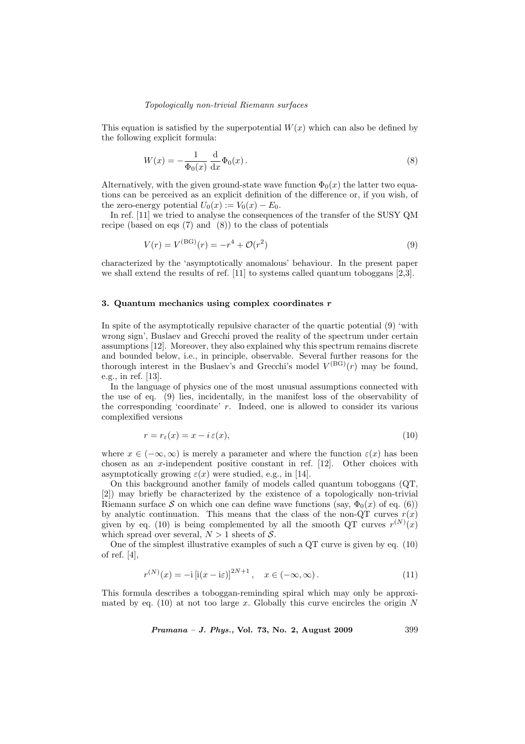This equation is satisfied by the superpotential $W(x)$ which can also be defined by the following explicit formula:

$$W(x) = -\frac{1}{\Phi_0(x)} \frac{\mathrm{d}}{\mathrm{d}x} \Phi_0(x) \,. \tag{8}$$

Alternatively, with the given ground-state wave function $\Phi_0(x)$ the latter two equations can be perceived as an explicit definition of the difference or, if you wish, of the zero-energy potential $U_0(x) := V_0(x) - E_0$.

In ref. [11] we tried to analyse the consequences of the transfer of the SUSY QM recipe (based on eqs (7) and (8)) to the class of potentials

$$V(r) = V^{(\mathrm{BG})}(r) = -r^4 + \mathcal{O}(r^2) \tag{9}$$

characterized by the 'asymptotically anomalous' behaviour. In the present paper we shall extend the results of ref. [11] to systems called quantum toboggans [2,3].

### 3. Quantum mechanics using complex coordinates $r$

In spite of the asymptotically repulsive character of the quartic potential (9) 'with wrong sign', Buslaev and Grecchi proved the reality of the spectrum under certain assumptions [12]. Moreover, they also explained why this spectrum remains discrete and bounded below, i.e., in principle, observable. Several further reasons for the thorough interest in the Buslaev's and Grecchi's model $V^{(\mathrm{BG})}(r)$ may be found, e.g., in ref. [13].

In the language of physics one of the most unusual assumptions connected with the use of eq. (9) lies, incidentally, in the manifest loss of the observability of the corresponding 'coordinate' $r$. Indeed, one is allowed to consider its various complexified versions

$$r = r_\varepsilon(x) = x - i\,\varepsilon(x), \tag{10}$$

where $x \in (-\infty, \infty)$ is merely a parameter and where the function $\varepsilon(x)$ has been chosen as an $x$-independent positive constant in ref. [12]. Other choices with asymptotically growing $\varepsilon(x)$ were studied, e.g., in [14].

On this background another family of models called quantum toboggans (QT, [2]) may briefly be characterized by the existence of a topologically non-trivial Riemann surface $\mathcal{S}$ on which one can define wave functions (say, $\Phi_0(x)$ of eq. (6)) by analytic continuation. This means that the class of the non-QT curves $r(x)$ given by eq. (10) is being complemented by all the smooth QT curves $r^{(N)}(x)$ which spread over several, $N > 1$ sheets of $\mathcal{S}$.

One of the simplest illustrative examples of such a QT curve is given by eq. (10) of ref. [4],

$$r^{(N)}(x) = -\mathrm{i}\left[\mathrm{i}(x - \mathrm{i}\varepsilon)\right]^{2N+1}, \quad x \in (-\infty, \infty) \,. \tag{11}$$

This formula describes a toboggan-reminding spiral which may only be approximated by eq. (10) at not too large $x$. Globally this curve encircles the origin $N$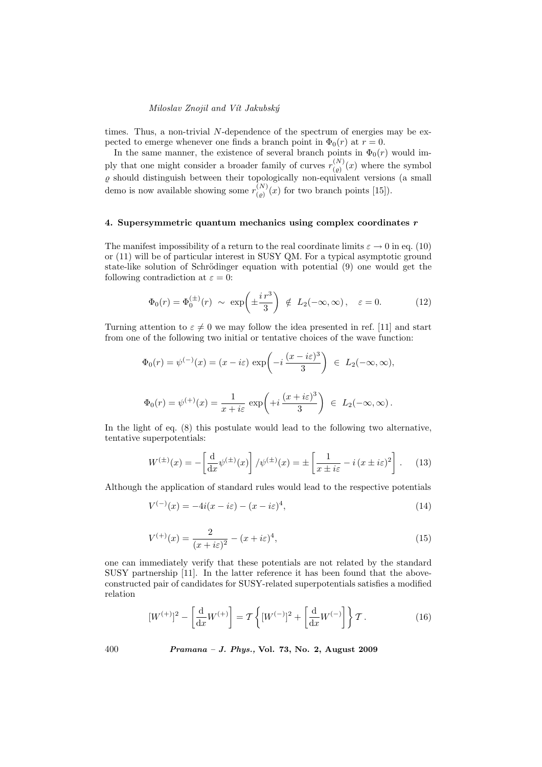times. Thus, a non-trivial $N$-dependence of the spectrum of energies may be expected to emerge whenever one finds a branch point in $\Phi_0(r)$ at $r = 0$.

In the same manner, the existence of several branch points in $\Phi_0(r)$ would imply that one might consider a broader family of curves $r^{(N)}_{(\varrho)}(x)$ where the symbol $\varrho$ should distinguish between their topologically non-equivalent versions (a small demo is now available showing some $r^{(N)}_{(\varrho)}(x)$ for two branch points [15]).

## 4. Supersymmetric quantum mechanics using complex coordinates $r$

The manifest impossibility of a return to the real coordinate limits $\varepsilon \to 0$ in eq. (10) or (11) will be of particular interest in SUSY QM. For a typical asymptotic ground state-like solution of Schrödinger equation with potential (9) one would get the following contradiction at $\varepsilon = 0$:

$$\Phi_0(r) = \Phi_0^{(\pm)}(r) \sim \exp\left(\pm \frac{i\, r^3}{3}\right) \notin L_2(-\infty, \infty)\,, \quad \varepsilon = 0. \tag{12}$$

Turning attention to $\varepsilon \neq 0$ we may follow the idea presented in ref. [11] and start from one of the following two initial or tentative choices of the wave function:

$$\Phi_0(r) = \psi^{(-)}(x) = (x - i\varepsilon)\, \exp\left(-i\, \frac{(x - i\varepsilon)^3}{3}\right) \in L_2(-\infty, \infty),$$

$$\Phi_0(r) = \psi^{(+)}(x) = \frac{1}{x + i\varepsilon}\, \exp\left(+i\, \frac{(x + i\varepsilon)^3}{3}\right) \in L_2(-\infty, \infty)\,.$$

In the light of eq. (8) this postulate would lead to the following two alternative, tentative superpotentials:

$$W^{(\pm)}(x) = -\left[\frac{\mathrm{d}}{\mathrm{d}x}\psi^{(\pm)}(x)\right] / \psi^{(\pm)}(x) = \pm \left[\frac{1}{x \pm i\varepsilon} - i\,(x \pm i\varepsilon)^2\right]\,. \tag{13}$$

Although the application of standard rules would lead to the respective potentials

$$V^{(-)}(x) = -4i(x - i\varepsilon) - (x - i\varepsilon)^4, \tag{14}$$

$$V^{(+)}(x) = \frac{2}{(x + i\varepsilon)^2} - (x + i\varepsilon)^4, \tag{15}$$

one can immediately verify that these potentials are not related by the standard SUSY partnership [11]. In the latter reference it has been found that the above-constructed pair of candidates for SUSY-related superpotentials satisfies a modified relation

$$[W^{(+)}]^2 - \left[\frac{\mathrm{d}}{\mathrm{d}x}W^{(+)}\right] = \mathcal{T}\left\{[W^{(-)}]^2 + \left[\frac{\mathrm{d}}{\mathrm{d}x}W^{(-)}\right]\right\}\mathcal{T}\,. \tag{16}$$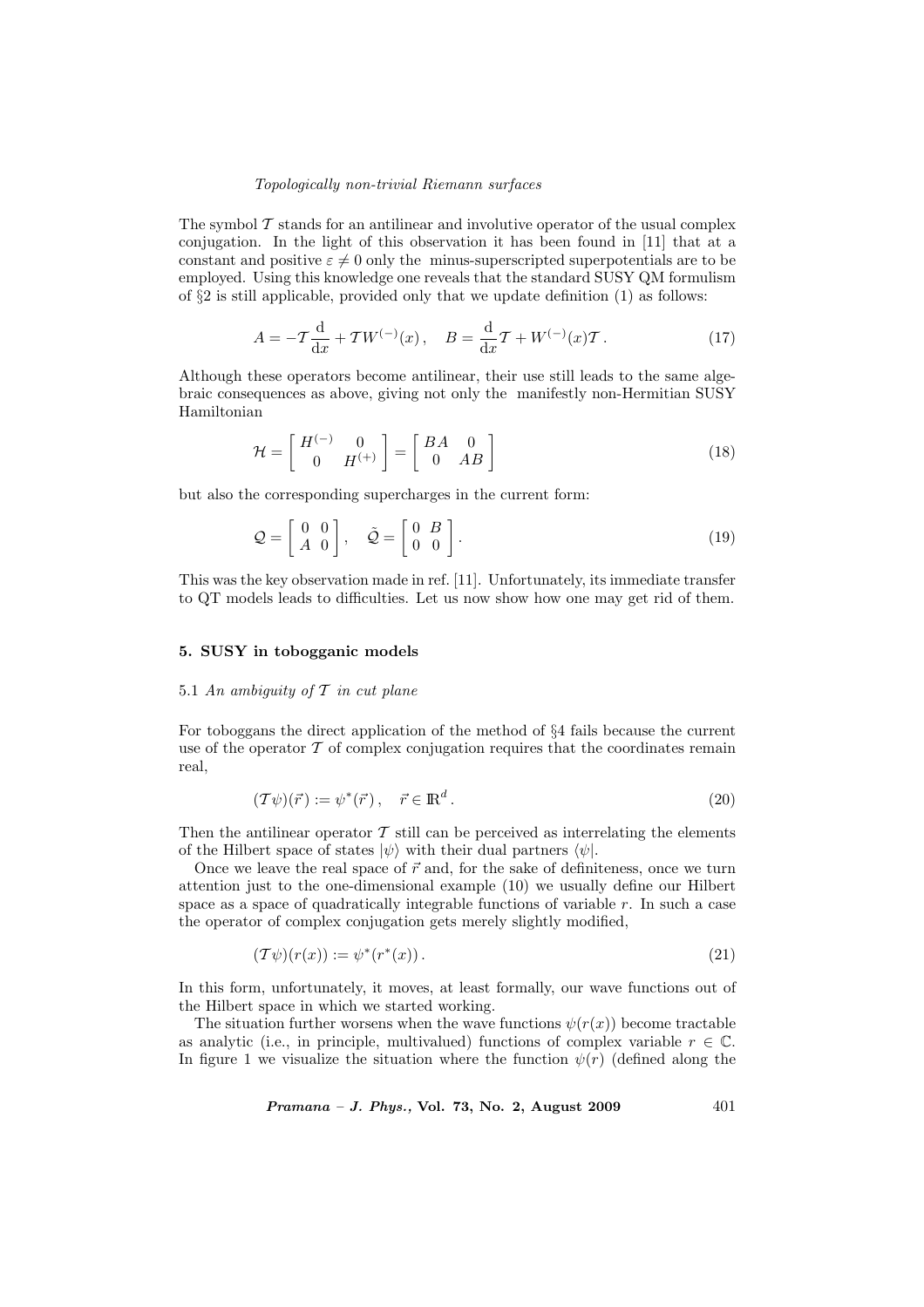The symbol $\mathcal{T}$ stands for an antilinear and involutive operator of the usual complex conjugation. In the light of this observation it has been found in [11] that at a constant and positive $\varepsilon \neq 0$ only the minus-superscripted superpotentials are to be employed. Using this knowledge one reveals that the standard SUSY QM formulism of §2 is still applicable, provided only that we update definition (1) as follows:

$$A = -\mathcal{T}\frac{\mathrm{d}}{\mathrm{d}x} + \mathcal{T}W^{(-)}(x)\,, \quad B = \frac{\mathrm{d}}{\mathrm{d}x}\mathcal{T} + W^{(-)}(x)\mathcal{T}\,. \tag{17}$$

Although these operators become antilinear, their use still leads to the same algebraic consequences as above, giving not only the manifestly non-Hermitian SUSY Hamiltonian

$$\mathcal{H} = \left[ \begin{array}{cc} H^{(-)} & 0 \\ 0 & H^{(+)} \end{array} \right] = \left[ \begin{array}{cc} BA & 0 \\ 0 & AB \end{array} \right] \tag{18}$$

but also the corresponding supercharges in the current form:

$$\mathcal{Q} = \left[ \begin{array}{cc} 0 & 0 \\ A & 0 \end{array} \right], \quad \tilde{\mathcal{Q}} = \left[ \begin{array}{cc} 0 & B \\ 0 & 0 \end{array} \right]. \tag{19}$$

This was the key observation made in ref. [11]. Unfortunately, its immediate transfer to QT models leads to difficulties. Let us now show how one may get rid of them.

## 5. SUSY in tobogganic models

### 5.1 *An ambiguity of $\mathcal{T}$ in cut plane*

For toboggans the direct application of the method of §4 fails because the current use of the operator $\mathcal{T}$ of complex conjugation requires that the coordinates remain real,

$$(\mathcal{T}\psi)(\vec{r}\,) := \psi^*(\vec{r}\,)\,, \quad \vec{r} \in \mathbb{R}^d\,. \tag{20}$$

Then the antilinear operator $\mathcal{T}$ still can be perceived as interrelating the elements of the Hilbert space of states $|\psi\rangle$ with their dual partners $\langle\psi|$.

Once we leave the real space of $\vec{r}$ and, for the sake of definiteness, once we turn attention just to the one-dimensional example (10) we usually define our Hilbert space as a space of quadratically integrable functions of variable $r$. In such a case the operator of complex conjugation gets merely slightly modified,

$$(\mathcal{T}\psi)(r(x)) := \psi^*(r^*(x))\,. \tag{21}$$

In this form, unfortunately, it moves, at least formally, our wave functions out of the Hilbert space in which we started working.

The situation further worsens when the wave functions $\psi(r(x))$ become tractable as analytic (i.e., in principle, multivalued) functions of complex variable $r \in \mathbb{C}$. In figure 1 we visualize the situation where the function $\psi(r)$ (defined along the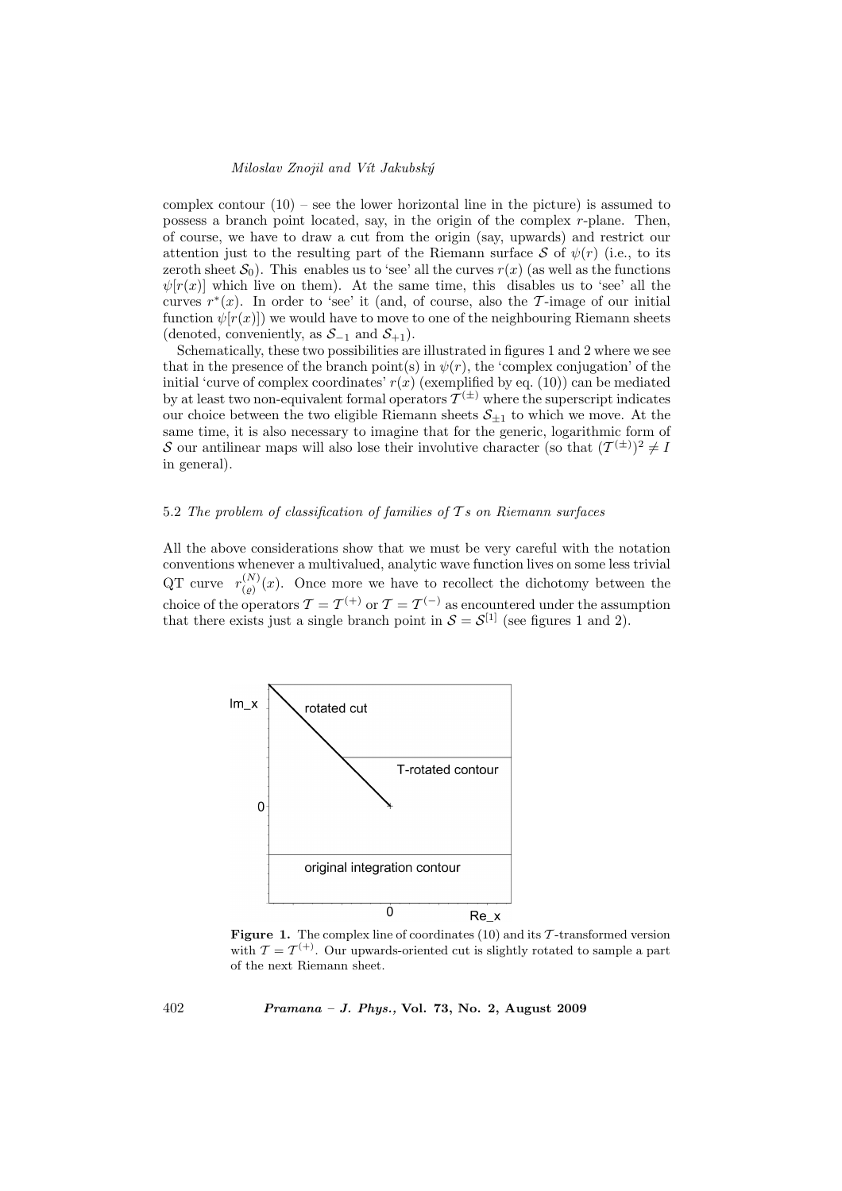complex contour (10) – see the lower horizontal line in the picture) is assumed to possess a branch point located, say, in the origin of the complex $r$-plane. Then, of course, we have to draw a cut from the origin (say, upwards) and restrict our attention just to the resulting part of the Riemann surface $\mathcal{S}$ of $\psi(r)$ (i.e., to its zeroth sheet $\mathcal{S}_0$). This enables us to 'see' all the curves $r(x)$ (as well as the functions $\psi[r(x)]$ which live on them). At the same time, this disables us to 'see' all the curves $r^*(x)$. In order to 'see' it (and, of course, also the $\mathcal{T}$-image of our initial function $\psi[r(x)]$) we would have to move to one of the neighbouring Riemann sheets (denoted, conveniently, as $\mathcal{S}_{-1}$ and $\mathcal{S}_{+1}$).

Schematically, these two possibilities are illustrated in figures 1 and 2 where we see that in the presence of the branch point(s) in $\psi(r)$, the 'complex conjugation' of the initial 'curve of complex coordinates' $r(x)$ (exemplified by eq. (10)) can be mediated by at least two non-equivalent formal operators $\mathcal{T}^{(\pm)}$ where the superscript indicates our choice between the two eligible Riemann sheets $\mathcal{S}_{\pm 1}$ to which we move. At the same time, it is also necessary to imagine that for the generic, logarithmic form of $\mathcal{S}$ our antilinear maps will also lose their involutive character (so that $(\mathcal{T}^{(\pm)})^2 \neq I$ in general).

### 5.2 *The problem of classification of families of $\mathcal{T}$s on Riemann surfaces*

All the above considerations show that we must be very careful with the notation conventions whenever a multivalued, analytic wave function lives on some less trivial QT curve $r^{(N)}_{(\varrho)}(x)$. Once more we have to recollect the dichotomy between the choice of the operators $\mathcal{T} = \mathcal{T}^{(+)}$ or $\mathcal{T} = \mathcal{T}^{(-)}$ as encountered under the assumption that there exists just a single branch point in $\mathcal{S} = \mathcal{S}^{[1]}$ (see figures 1 and 2).

**Figure 1.** The complex line of coordinates (10) and its $\mathcal{T}$-transformed version with $\mathcal{T} = \mathcal{T}^{(+)}$. Our upwards-oriented cut is slightly rotated to sample a part of the next Riemann sheet.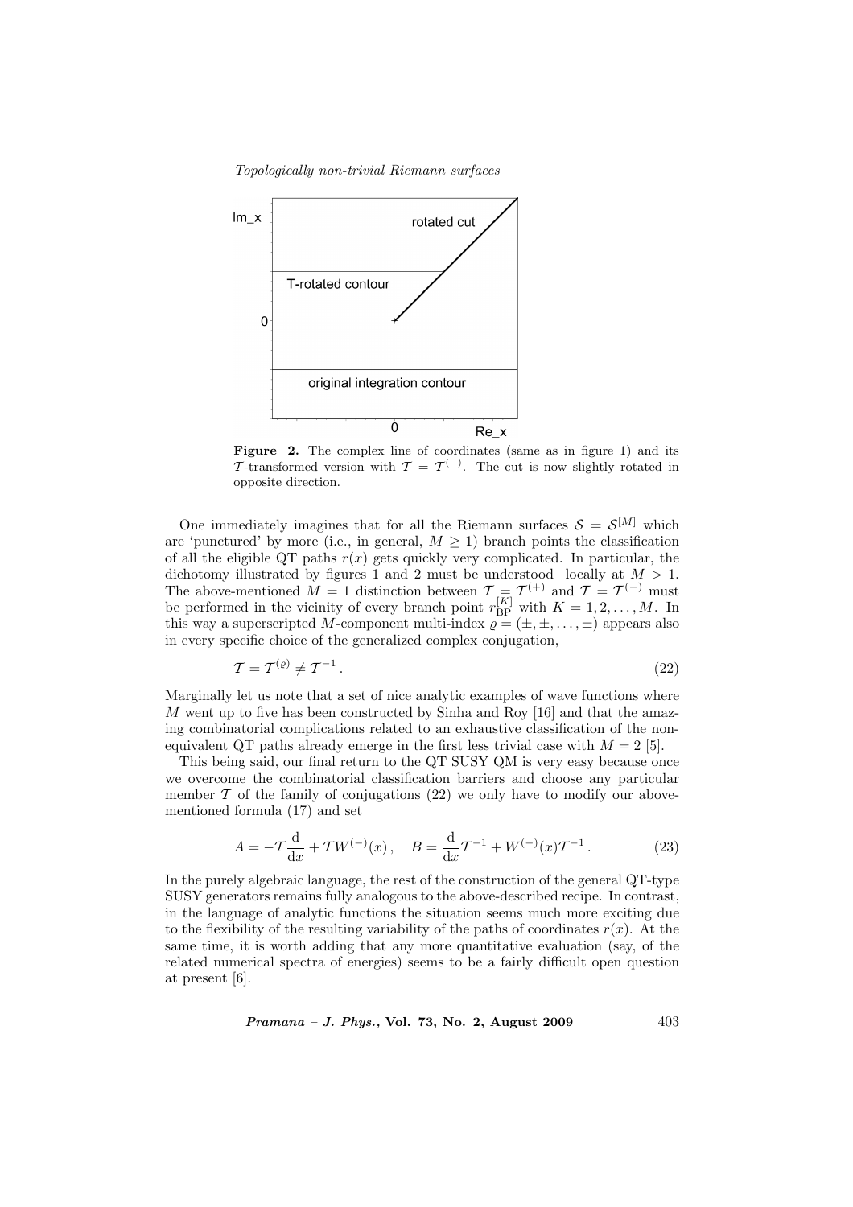Im_x

rotated cut

T-rotated contour

0

original integration contour

0 Re_x

**Figure 2.** The complex line of coordinates (same as in figure 1) and its $\mathcal{T}$-transformed version with $\mathcal{T} = \mathcal{T}^{(-)}$. The cut is now slightly rotated in opposite direction.

One immediately imagines that for all the Riemann surfaces $\mathcal{S} = \mathcal{S}^{[M]}$ which are 'punctured' by more (i.e., in general, $M \geq 1$) branch points the classification of all the eligible QT paths $r(x)$ gets quickly very complicated. In particular, the dichotomy illustrated by figures 1 and 2 must be understood locally at $M > 1$. The above-mentioned $M = 1$ distinction between $\mathcal{T} = \mathcal{T}^{(+)}$ and $\mathcal{T} = \mathcal{T}^{(-)}$ must be performed in the vicinity of every branch point $r_{\rm BP}^{[K]}$ with $K = 1, 2, \ldots, M$. In this way a superscripted $M$-component multi-index $\varrho = (\pm, \pm, \ldots, \pm)$ appears also in every specific choice of the generalized complex conjugation,

$$\mathcal{T} = \mathcal{T}^{(\varrho)} \neq \mathcal{T}^{-1}\,. \tag{22}$$

Marginally let us note that a set of nice analytic examples of wave functions where $M$ went up to five has been constructed by Sinha and Roy [16] and that the amazing combinatorial complications related to an exhaustive classification of the non-equivalent QT paths already emerge in the first less trivial case with $M = 2$ [5].

This being said, our final return to the QT SUSY QM is very easy because once we overcome the combinatorial classification barriers and choose any particular member $\mathcal{T}$ of the family of conjugations (22) we only have to modify our above-mentioned formula (17) and set

$$A = -\mathcal{T}\frac{\mathrm{d}}{\mathrm{d}x} + \mathcal{T}W^{(-)}(x)\,, \quad B = \frac{\mathrm{d}}{\mathrm{d}x}\mathcal{T}^{-1} + W^{(-)}(x)\mathcal{T}^{-1}\,. \tag{23}$$

In the purely algebraic language, the rest of the construction of the general QT-type SUSY generators remains fully analogous to the above-described recipe. In contrast, in the language of analytic functions the situation seems much more exciting due to the flexibility of the resulting variability of the paths of coordinates $r(x)$. At the same time, it is worth adding that any more quantitative evaluation (say, of the related numerical spectra of energies) seems to be a fairly difficult open question at present [6].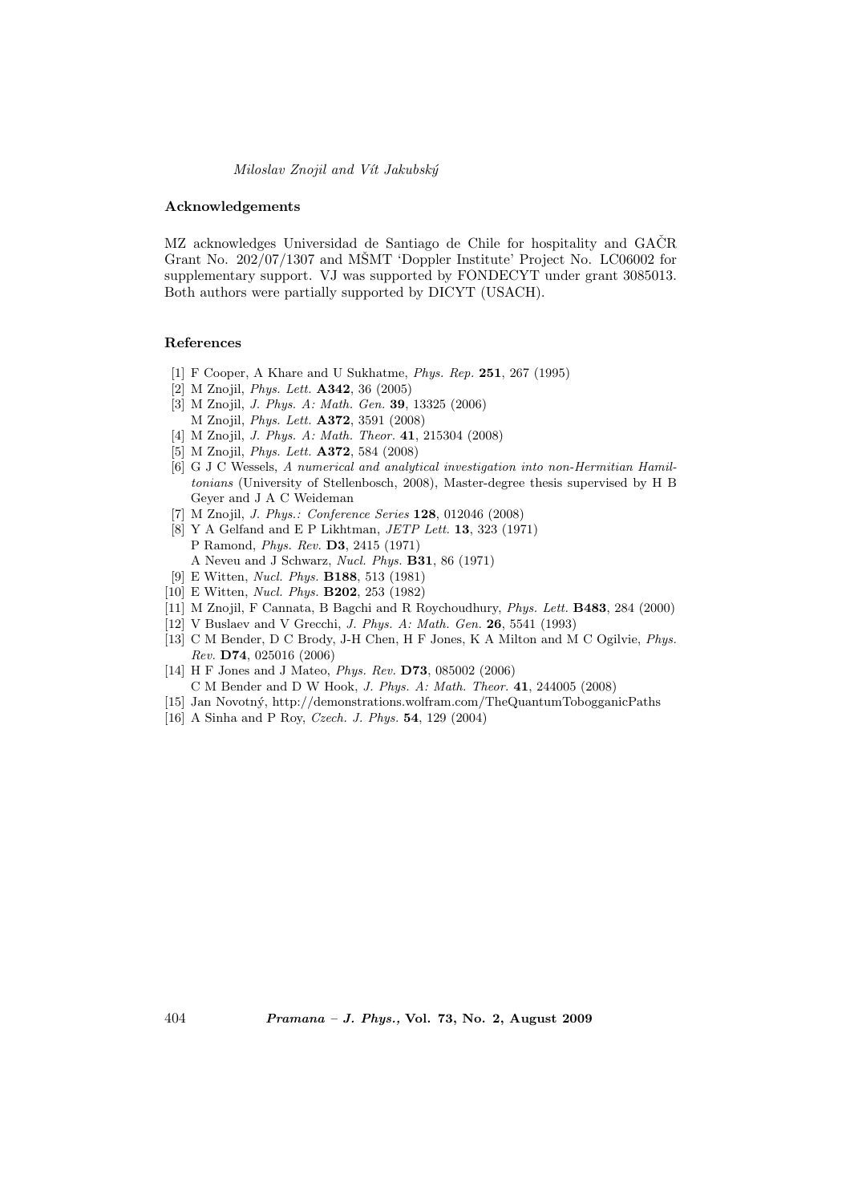## Acknowledgements

MZ acknowledges Universidad de Santiago de Chile for hospitality and GAČR Grant No. 202/07/1307 and MŠMT 'Doppler Institute' Project No. LC06002 for supplementary support. VJ was supported by FONDECYT under grant 3085013. Both authors were partially supported by DICYT (USACH).

## References

[1] F Cooper, A Khare and U Sukhatme, *Phys. Rep.* **251**, 267 (1995)

[2] M Znojil, *Phys. Lett.* **A342**, 36 (2005)

[3] M Znojil, *J. Phys. A: Math. Gen.* **39**, 13325 (2006)
M Znojil, *Phys. Lett.* **A372**, 3591 (2008)

[4] M Znojil, *J. Phys. A: Math. Theor.* **41**, 215304 (2008)

[5] M Znojil, *Phys. Lett.* **A372**, 584 (2008)

[6] G J C Wessels, *A numerical and analytical investigation into non-Hermitian Hamiltonians* (University of Stellenbosch, 2008), Master-degree thesis supervised by H B Geyer and J A C Weideman

[7] M Znojil, *J. Phys.: Conference Series* **128**, 012046 (2008)

[8] Y A Gelfand and E P Likhtman, *JETP Lett.* **13**, 323 (1971)
P Ramond, *Phys. Rev.* **D3**, 2415 (1971)
A Neveu and J Schwarz, *Nucl. Phys.* **B31**, 86 (1971)

[9] E Witten, *Nucl. Phys.* **B188**, 513 (1981)

[10] E Witten, *Nucl. Phys.* **B202**, 253 (1982)

[11] M Znojil, F Cannata, B Bagchi and R Roychoudhury, *Phys. Lett.* **B483**, 284 (2000)

[12] V Buslaev and V Grecchi, *J. Phys. A: Math. Gen.* **26**, 5541 (1993)

[13] C M Bender, D C Brody, J-H Chen, H F Jones, K A Milton and M C Ogilvie, *Phys. Rev.* **D74**, 025016 (2006)

[14] H F Jones and J Mateo, *Phys. Rev.* **D73**, 085002 (2006)
C M Bender and D W Hook, *J. Phys. A: Math. Theor.* **41**, 244005 (2008)

[15] Jan Novotný, http://demonstrations.wolfram.com/TheQuantumTobogganicPaths

[16] A Sinha and P Roy, *Czech. J. Phys.* **54**, 129 (2004)